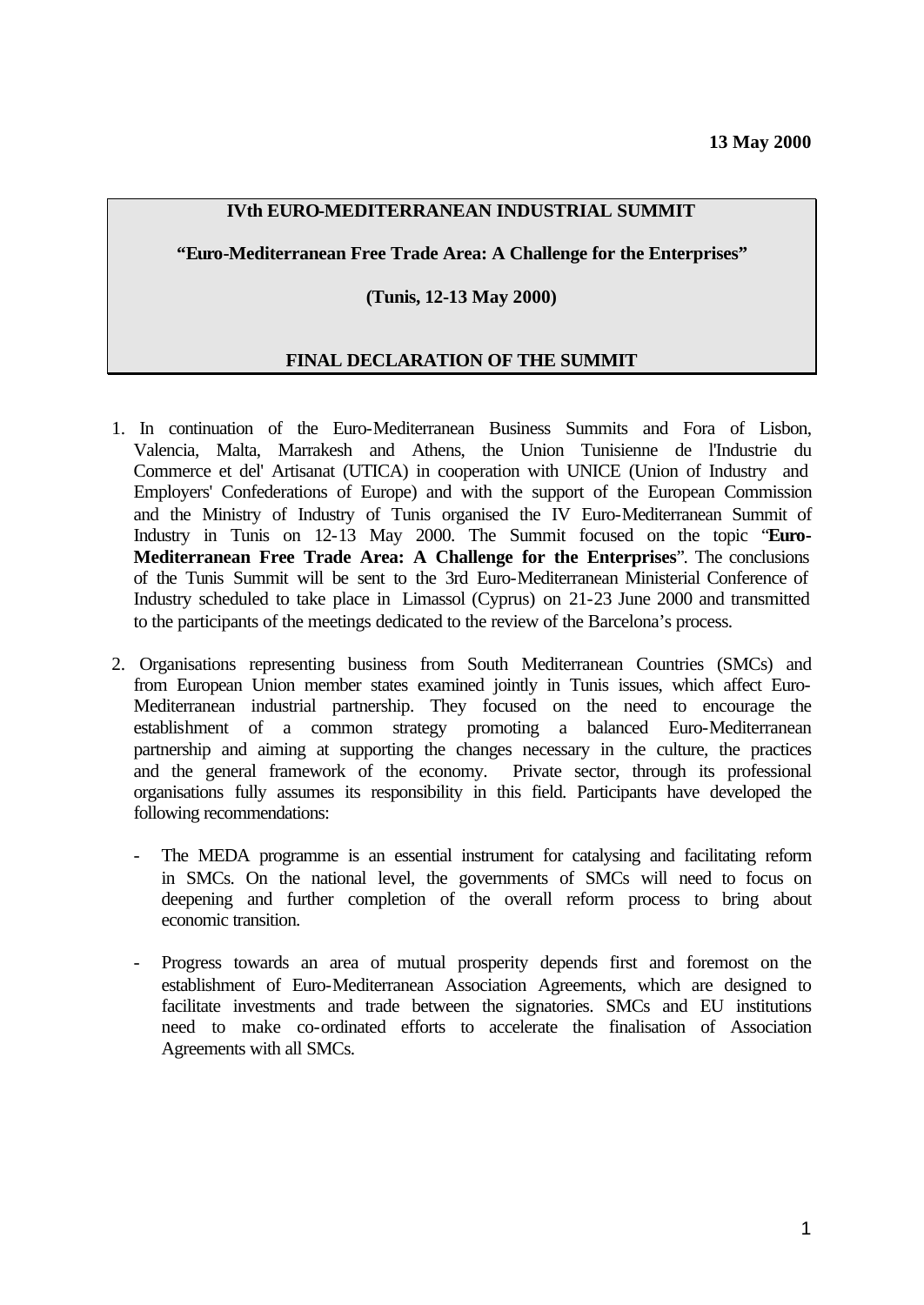**13 May 2000**

**IVth EURO-MEDITERRANEAN INDUSTRIAL SUMMIT**

**"Euro-Mediterranean Free Trade Area: A Challenge for the Enterprises"**

**(Tunis, 12-13 May 2000)**

# FINAL DECLARATION OF THE SUMMIT

1. In continuation of the Euro-Mediterranean Business Summits and Fora of Lisbon, Valencia, Malta, Marrakesh and Athens, the Union Tunisienne de l'Industrie du Commerce et del' Artisanat (UTICA) in cooperation with UNICE (Union of Industry and Employers' Confederations of Europe) and with the support of the European Commission and the Ministry of Industry of Tunis organised the IV Euro-Mediterranean Summit of Industry in Tunis on 12-13 May 2000. The Summit focused on the topic "**Euro-Mediterranean Free Trade Area: A Challenge for the Enterprises**". The conclusions of the Tunis Summit will be sent to the 3rd Euro-Mediterranean Ministerial Conference of Industry scheduled to take place in Limassol (Cyprus) on 21-23 June 2000 and transmitted to the participants of the meetings dedicated to the review of the Barcelona's process.

2. Organisations representing business from South Mediterranean Countries (SMCs) and from European Union member states examined jointly in Tunis issues, which affect Euro-Mediterranean industrial partnership. They focused on the need to encourage the establishment of a common strategy promoting a balanced Euro-Mediterranean partnership and aiming at supporting the changes necessary in the culture, the practices and the general framework of the economy. Private sector, through its professional organisations fully assumes its responsibility in this field. Participants have developed the following recommendations:

   - The MEDA programme is an essential instrument for catalysing and facilitating reform in SMCs. On the national level, the governments of SMCs will need to focus on deepening and further completion of the overall reform process to bring about economic transition.

   - Progress towards an area of mutual prosperity depends first and foremost on the establishment of Euro-Mediterranean Association Agreements, which are designed to facilitate investments and trade between the signatories. SMCs and EU institutions need to make co-ordinated efforts to accelerate the finalisation of Association Agreements with all SMCs.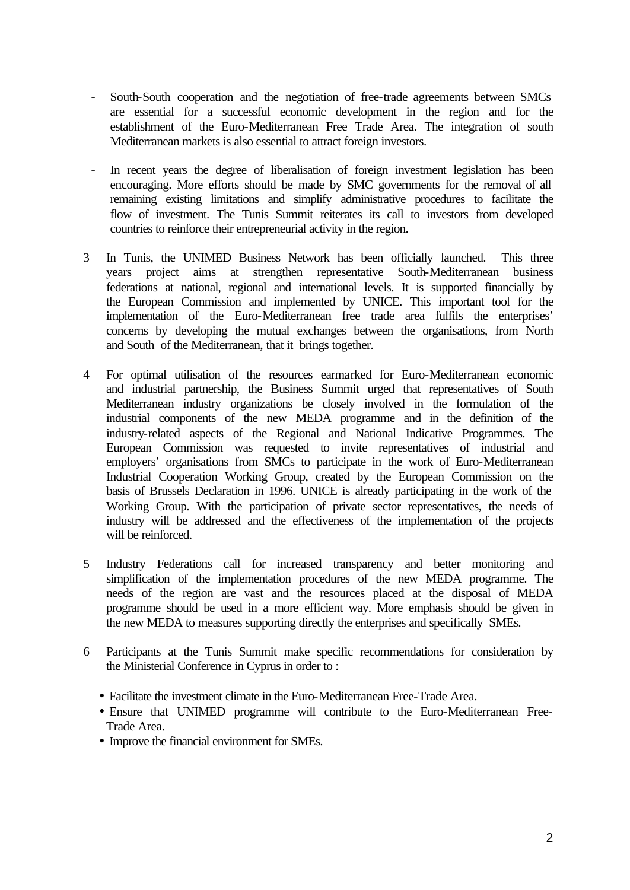- South-South cooperation and the negotiation of free-trade agreements between SMCs are essential for a successful economic development in the region and for the establishment of the Euro-Mediterranean Free Trade Area. The integration of south Mediterranean markets is also essential to attract foreign investors.

- In recent years the degree of liberalisation of foreign investment legislation has been encouraging. More efforts should be made by SMC governments for the removal of all remaining existing limitations and simplify administrative procedures to facilitate the flow of investment. The Tunis Summit reiterates its call to investors from developed countries to reinforce their entrepreneurial activity in the region.

3 In Tunis, the UNIMED Business Network has been officially launched. This three years project aims at strengthen representative South-Mediterranean business federations at national, regional and international levels. It is supported financially by the European Commission and implemented by UNICE. This important tool for the implementation of the Euro-Mediterranean free trade area fulfils the enterprises' concerns by developing the mutual exchanges between the organisations, from North and South of the Mediterranean, that it brings together.

4 For optimal utilisation of the resources earmarked for Euro-Mediterranean economic and industrial partnership, the Business Summit urged that representatives of South Mediterranean industry organizations be closely involved in the formulation of the industrial components of the new MEDA programme and in the definition of the industry-related aspects of the Regional and National Indicative Programmes. The European Commission was requested to invite representatives of industrial and employers' organisations from SMCs to participate in the work of Euro-Mediterranean Industrial Cooperation Working Group, created by the European Commission on the basis of Brussels Declaration in 1996. UNICE is already participating in the work of the Working Group. With the participation of private sector representatives, the needs of industry will be addressed and the effectiveness of the implementation of the projects will be reinforced.

5 Industry Federations call for increased transparency and better monitoring and simplification of the implementation procedures of the new MEDA programme. The needs of the region are vast and the resources placed at the disposal of MEDA programme should be used in a more efficient way. More emphasis should be given in the new MEDA to measures supporting directly the enterprises and specifically SMEs.

6 Participants at the Tunis Summit make specific recommendations for consideration by the Ministerial Conference in Cyprus in order to :

- Facilitate the investment climate in the Euro-Mediterranean Free-Trade Area.
- Ensure that UNIMED programme will contribute to the Euro-Mediterranean Free-Trade Area.
- Improve the financial environment for SMEs.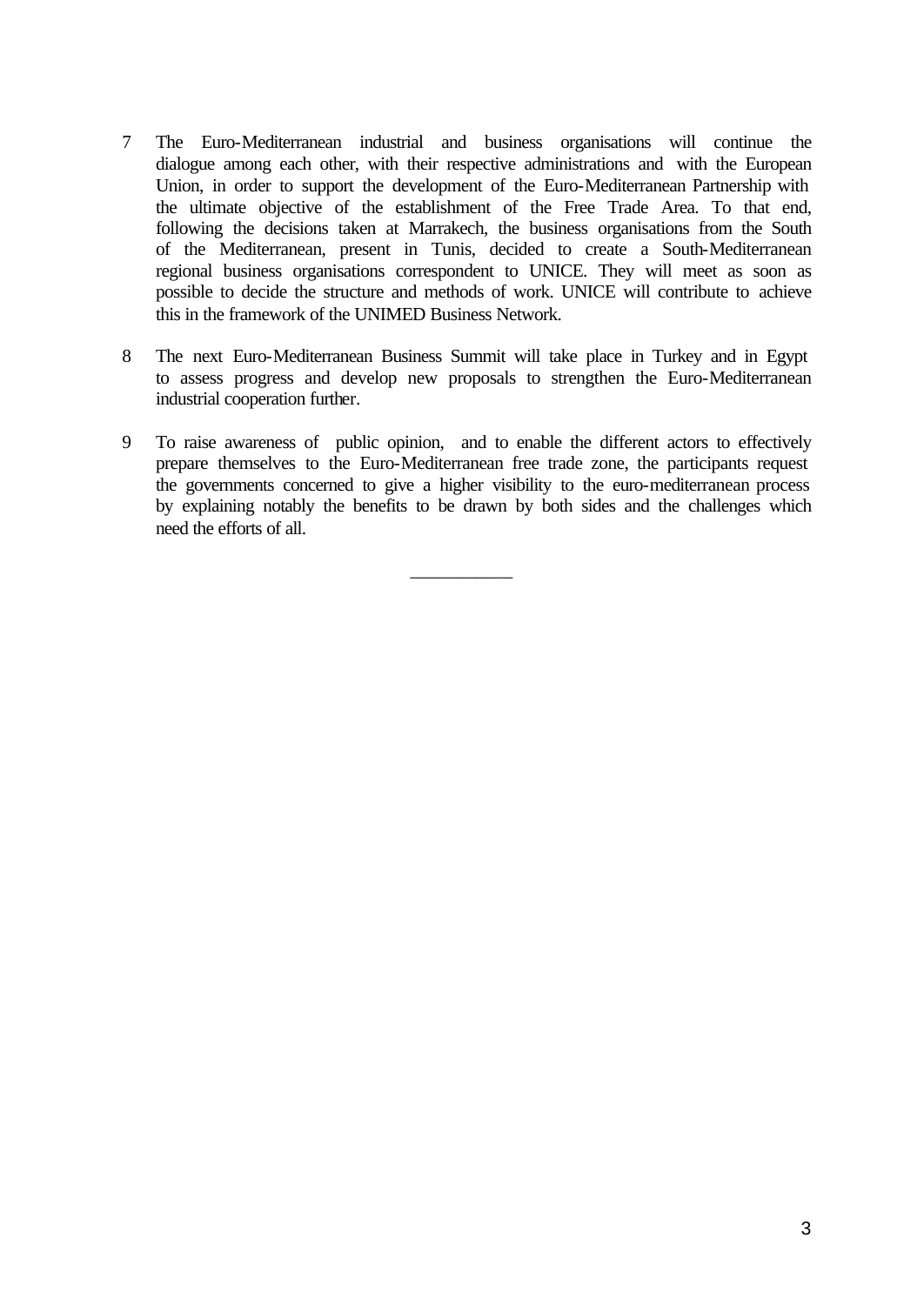7 The Euro-Mediterranean industrial and business organisations will continue the dialogue among each other, with their respective administrations and with the European Union, in order to support the development of the Euro-Mediterranean Partnership with the ultimate objective of the establishment of the Free Trade Area. To that end, following the decisions taken at Marrakech, the business organisations from the South of the Mediterranean, present in Tunis, decided to create a South-Mediterranean regional business organisations correspondent to UNICE. They will meet as soon as possible to decide the structure and methods of work. UNICE will contribute to achieve this in the framework of the UNIMED Business Network.

8 The next Euro-Mediterranean Business Summit will take place in Turkey and in Egypt to assess progress and develop new proposals to strengthen the Euro-Mediterranean industrial cooperation further.

9 To raise awareness of public opinion, and to enable the different actors to effectively prepare themselves to the Euro-Mediterranean free trade zone, the participants request the governments concerned to give a higher visibility to the euro-mediterranean process by explaining notably the benefits to be drawn by both sides and the challenges which need the efforts of all.

---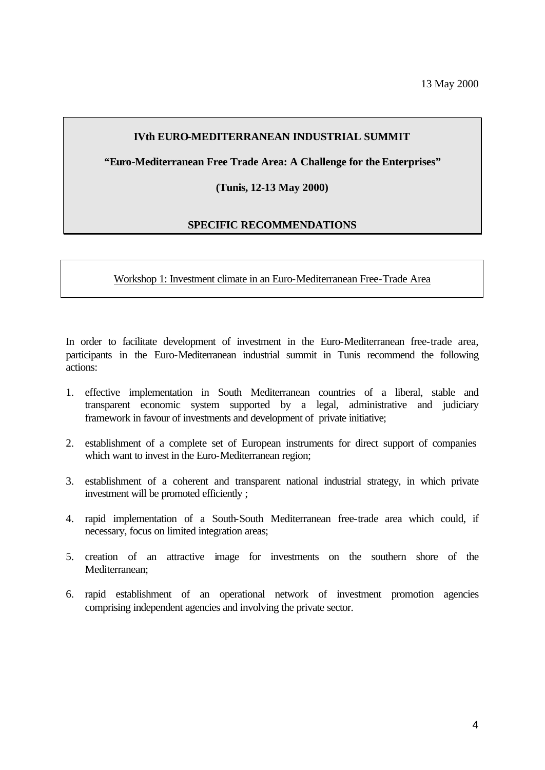13 May 2000

**IVth EURO-MEDITERRANEAN INDUSTRIAL SUMMIT**

**"Euro-Mediterranean Free Trade Area: A Challenge for the Enterprises"**

**(Tunis, 12-13 May 2000)**

**SPECIFIC RECOMMENDATIONS**

Workshop 1: Investment climate in an Euro-Mediterranean Free-Trade Area

In order to facilitate development of investment in the Euro-Mediterranean free-trade area, participants in the Euro-Mediterranean industrial summit in Tunis recommend the following actions:

1. effective implementation in South Mediterranean countries of a liberal, stable and transparent economic system supported by a legal, administrative and judiciary framework in favour of investments and development of private initiative;

2. establishment of a complete set of European instruments for direct support of companies which want to invest in the Euro-Mediterranean region;

3. establishment of a coherent and transparent national industrial strategy, in which private investment will be promoted efficiently ;

4. rapid implementation of a South-South Mediterranean free-trade area which could, if necessary, focus on limited integration areas;

5. creation of an attractive image for investments on the southern shore of the Mediterranean;

6. rapid establishment of an operational network of investment promotion agencies comprising independent agencies and involving the private sector.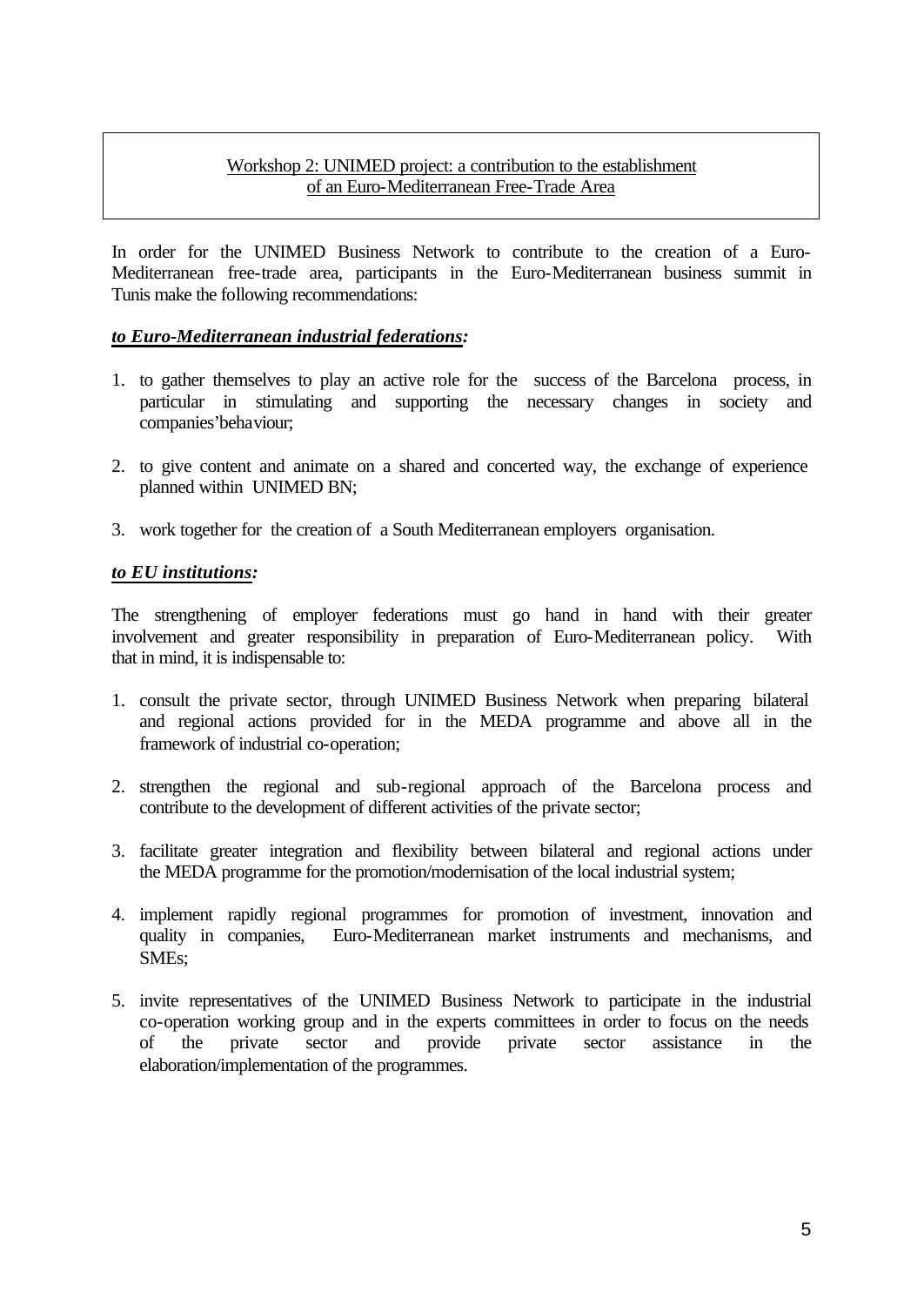## Workshop 2: UNIMED project: a contribution to the establishment of an Euro-Mediterranean Free-Trade Area

In order for the UNIMED Business Network to contribute to the creation of a Euro-Mediterranean free-trade area, participants in the Euro-Mediterranean business summit in Tunis make the following recommendations:

***to Euro-Mediterranean industrial federations:***

1. to gather themselves to play an active role for the success of the Barcelona process, in particular in stimulating and supporting the necessary changes in society and companies'behaviour;

2. to give content and animate on a shared and concerted way, the exchange of experience planned within UNIMED BN;

3. work together for the creation of a South Mediterranean employers organisation.

***to EU institutions:***

The strengthening of employer federations must go hand in hand with their greater involvement and greater responsibility in preparation of Euro-Mediterranean policy. With that in mind, it is indispensable to:

1. consult the private sector, through UNIMED Business Network when preparing bilateral and regional actions provided for in the MEDA programme and above all in the framework of industrial co-operation;

2. strengthen the regional and sub-regional approach of the Barcelona process and contribute to the development of different activities of the private sector;

3. facilitate greater integration and flexibility between bilateral and regional actions under the MEDA programme for the promotion/modernisation of the local industrial system;

4. implement rapidly regional programmes for promotion of investment, innovation and quality in companies, Euro-Mediterranean market instruments and mechanisms, and SMEs;

5. invite representatives of the UNIMED Business Network to participate in the industrial co-operation working group and in the experts committees in order to focus on the needs of the private sector and provide private sector assistance in the elaboration/implementation of the programmes.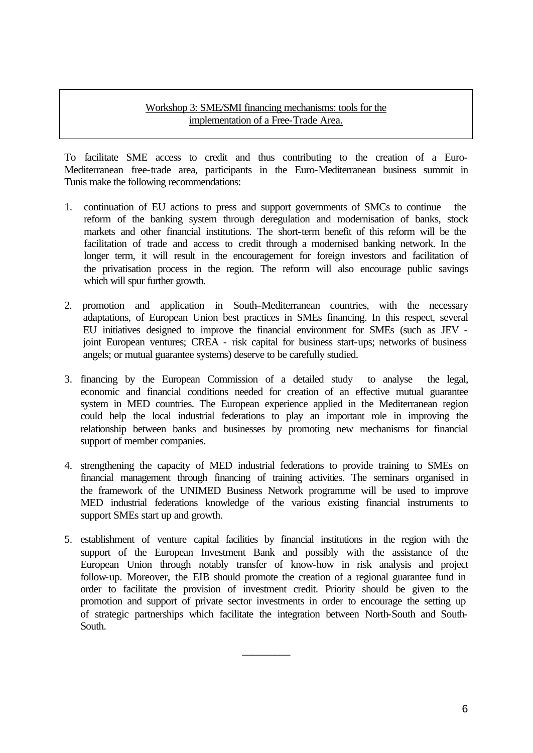## Workshop 3: SME/SMI financing mechanisms: tools for the implementation of a Free-Trade Area.

To facilitate SME access to credit and thus contributing to the creation of a Euro-Mediterranean free-trade area, participants in the Euro-Mediterranean business summit in Tunis make the following recommendations:

1. continuation of EU actions to press and support governments of SMCs to continue the reform of the banking system through deregulation and modernisation of banks, stock markets and other financial institutions. The short-term benefit of this reform will be the facilitation of trade and access to credit through a modernised banking network. In the longer term, it will result in the encouragement for foreign investors and facilitation of the privatisation process in the region. The reform will also encourage public savings which will spur further growth.

2. promotion and application in South–Mediterranean countries, with the necessary adaptations, of European Union best practices in SMEs financing. In this respect, several EU initiatives designed to improve the financial environment for SMEs (such as JEV - joint European ventures; CREA - risk capital for business start-ups; networks of business angels; or mutual guarantee systems) deserve to be carefully studied.

3. financing by the European Commission of a detailed study to analyse the legal, economic and financial conditions needed for creation of an effective mutual guarantee system in MED countries. The European experience applied in the Mediterranean region could help the local industrial federations to play an important role in improving the relationship between banks and businesses by promoting new mechanisms for financial support of member companies.

4. strengthening the capacity of MED industrial federations to provide training to SMEs on financial management through financing of training activities. The seminars organised in the framework of the UNIMED Business Network programme will be used to improve MED industrial federations knowledge of the various existing financial instruments to support SMEs start up and growth.

5. establishment of venture capital facilities by financial institutions in the region with the support of the European Investment Bank and possibly with the assistance of the European Union through notably transfer of know-how in risk analysis and project follow-up. Moreover, the EIB should promote the creation of a regional guarantee fund in order to facilitate the provision of investment credit. Priority should be given to the promotion and support of private sector investments in order to encourage the setting up of strategic partnerships which facilitate the integration between North-South and South-South.

---